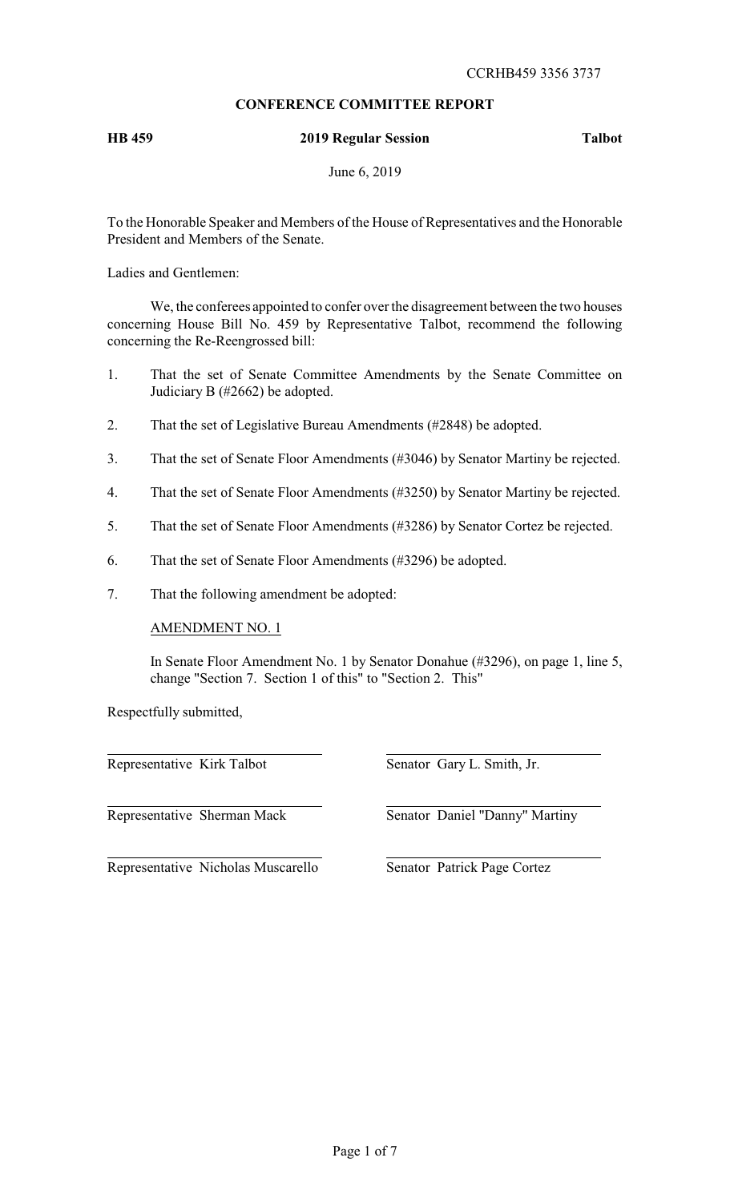CCRHB459 3356 3737

## CONFERENCE COMMITTEE REPORT

**HB 459** **2019 Regular Session** **Talbot**

June 6, 2019

To the Honorable Speaker and Members of the House of Representatives and the Honorable President and Members of the Senate.

Ladies and Gentlemen:

We, the conferees appointed to confer over the disagreement between the two houses concerning House Bill No. 459 by Representative Talbot, recommend the following concerning the Re-Reengrossed bill:

1. That the set of Senate Committee Amendments by the Senate Committee on Judiciary B (#2662) be adopted.
2. That the set of Legislative Bureau Amendments (#2848) be adopted.
3. That the set of Senate Floor Amendments (#3046) by Senator Martiny be rejected.
4. That the set of Senate Floor Amendments (#3250) by Senator Martiny be rejected.
5. That the set of Senate Floor Amendments (#3286) by Senator Cortez be rejected.
6. That the set of Senate Floor Amendments (#3296) be adopted.
7. That the following amendment be adopted:

   <u>AMENDMENT NO. 1</u>

   In Senate Floor Amendment No. 1 by Senator Donahue (#3296), on page 1, line 5, change "Section 7. Section 1 of this" to "Section 2. This"

Respectfully submitted,

| | |
|---|---|
| Representative Kirk Talbot | Senator Gary L. Smith, Jr. |
| Representative Sherman Mack | Senator Daniel "Danny" Martiny |
| Representative Nicholas Muscarello | Senator Patrick Page Cortez |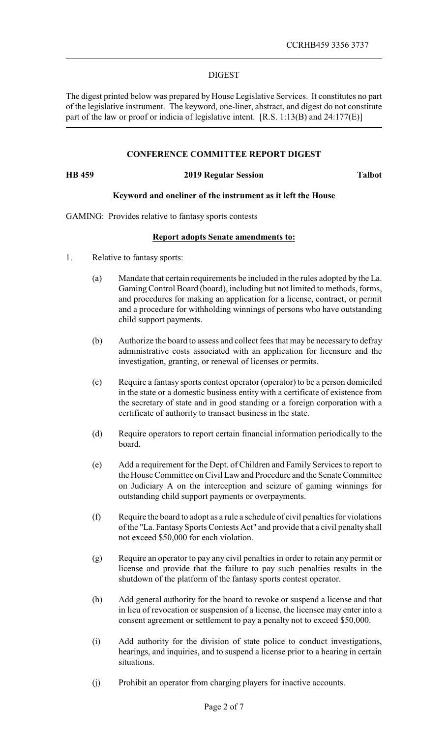CCRHB459 3356 3737

DIGEST

The digest printed below was prepared by House Legislative Services. It constitutes no part of the legislative instrument. The keyword, one-liner, abstract, and digest do not constitute part of the law or proof or indicia of legislative intent. [R.S. 1:13(B) and 24:177(E)]

**CONFERENCE COMMITTEE REPORT DIGEST**

**HB 459** **2019 Regular Session** **Talbot**

**Keyword and oneliner of the instrument as it left the House**

GAMING: Provides relative to fantasy sports contests

**Report adopts Senate amendments to:**

1. Relative to fantasy sports:

   (a) Mandate that certain requirements be included in the rules adopted by the La. Gaming Control Board (board), including but not limited to methods, forms, and procedures for making an application for a license, contract, or permit and a procedure for withholding winnings of persons who have outstanding child support payments.

   (b) Authorize the board to assess and collect fees that may be necessary to defray administrative costs associated with an application for licensure and the investigation, granting, or renewal of licenses or permits.

   (c) Require a fantasy sports contest operator (operator) to be a person domiciled in the state or a domestic business entity with a certificate of existence from the secretary of state and in good standing or a foreign corporation with a certificate of authority to transact business in the state.

   (d) Require operators to report certain financial information periodically to the board.

   (e) Add a requirement for the Dept. of Children and Family Services to report to the House Committee on Civil Law and Procedure and the Senate Committee on Judiciary A on the interception and seizure of gaming winnings for outstanding child support payments or overpayments.

   (f) Require the board to adopt as a rule a schedule of civil penalties for violations of the "La. Fantasy Sports Contests Act" and provide that a civil penalty shall not exceed $50,000 for each violation.

   (g) Require an operator to pay any civil penalties in order to retain any permit or license and provide that the failure to pay such penalties results in the shutdown of the platform of the fantasy sports contest operator.

   (h) Add general authority for the board to revoke or suspend a license and that in lieu of revocation or suspension of a license, the licensee may enter into a consent agreement or settlement to pay a penalty not to exceed $50,000.

   (i) Add authority for the division of state police to conduct investigations, hearings, and inquiries, and to suspend a license prior to a hearing in certain situations.

   (j) Prohibit an operator from charging players for inactive accounts.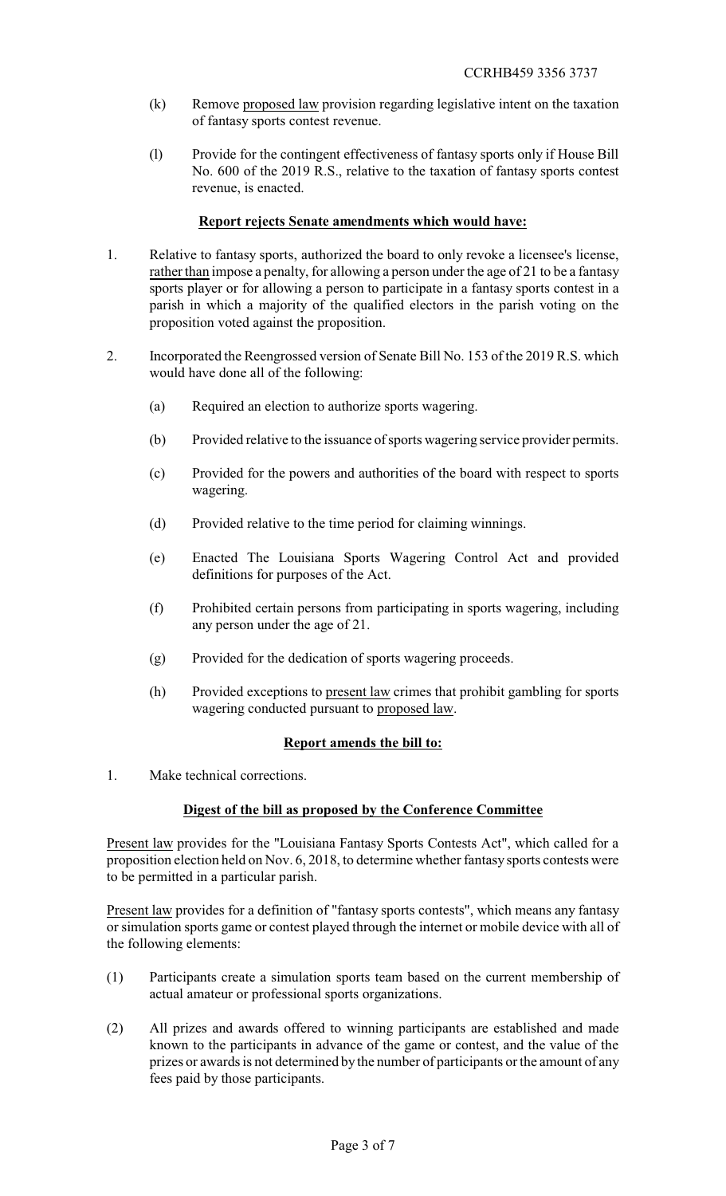(k) Remove proposed law provision regarding legislative intent on the taxation of fantasy sports contest revenue.

(l) Provide for the contingent effectiveness of fantasy sports only if House Bill No. 600 of the 2019 R.S., relative to the taxation of fantasy sports contest revenue, is enacted.

**Report rejects Senate amendments which would have:**

1. Relative to fantasy sports, authorized the board to only revoke a licensee's license, rather than impose a penalty, for allowing a person under the age of 21 to be a fantasy sports player or for allowing a person to participate in a fantasy sports contest in a parish in which a majority of the qualified electors in the parish voting on the proposition voted against the proposition.

2. Incorporated the Reengrossed version of Senate Bill No. 153 of the 2019 R.S. which would have done all of the following:

   (a) Required an election to authorize sports wagering.

   (b) Provided relative to the issuance of sports wagering service provider permits.

   (c) Provided for the powers and authorities of the board with respect to sports wagering.

   (d) Provided relative to the time period for claiming winnings.

   (e) Enacted The Louisiana Sports Wagering Control Act and provided definitions for purposes of the Act.

   (f) Prohibited certain persons from participating in sports wagering, including any person under the age of 21.

   (g) Provided for the dedication of sports wagering proceeds.

   (h) Provided exceptions to present law crimes that prohibit gambling for sports wagering conducted pursuant to proposed law.

**Report amends the bill to:**

1. Make technical corrections.

**Digest of the bill as proposed by the Conference Committee**

Present law provides for the "Louisiana Fantasy Sports Contests Act", which called for a proposition election held on Nov. 6, 2018, to determine whether fantasy sports contests were to be permitted in a particular parish.

Present law provides for a definition of "fantasy sports contests", which means any fantasy or simulation sports game or contest played through the internet or mobile device with all of the following elements:

(1) Participants create a simulation sports team based on the current membership of actual amateur or professional sports organizations.

(2) All prizes and awards offered to winning participants are established and made known to the participants in advance of the game or contest, and the value of the prizes or awards is not determined by the number of participants or the amount of any fees paid by those participants.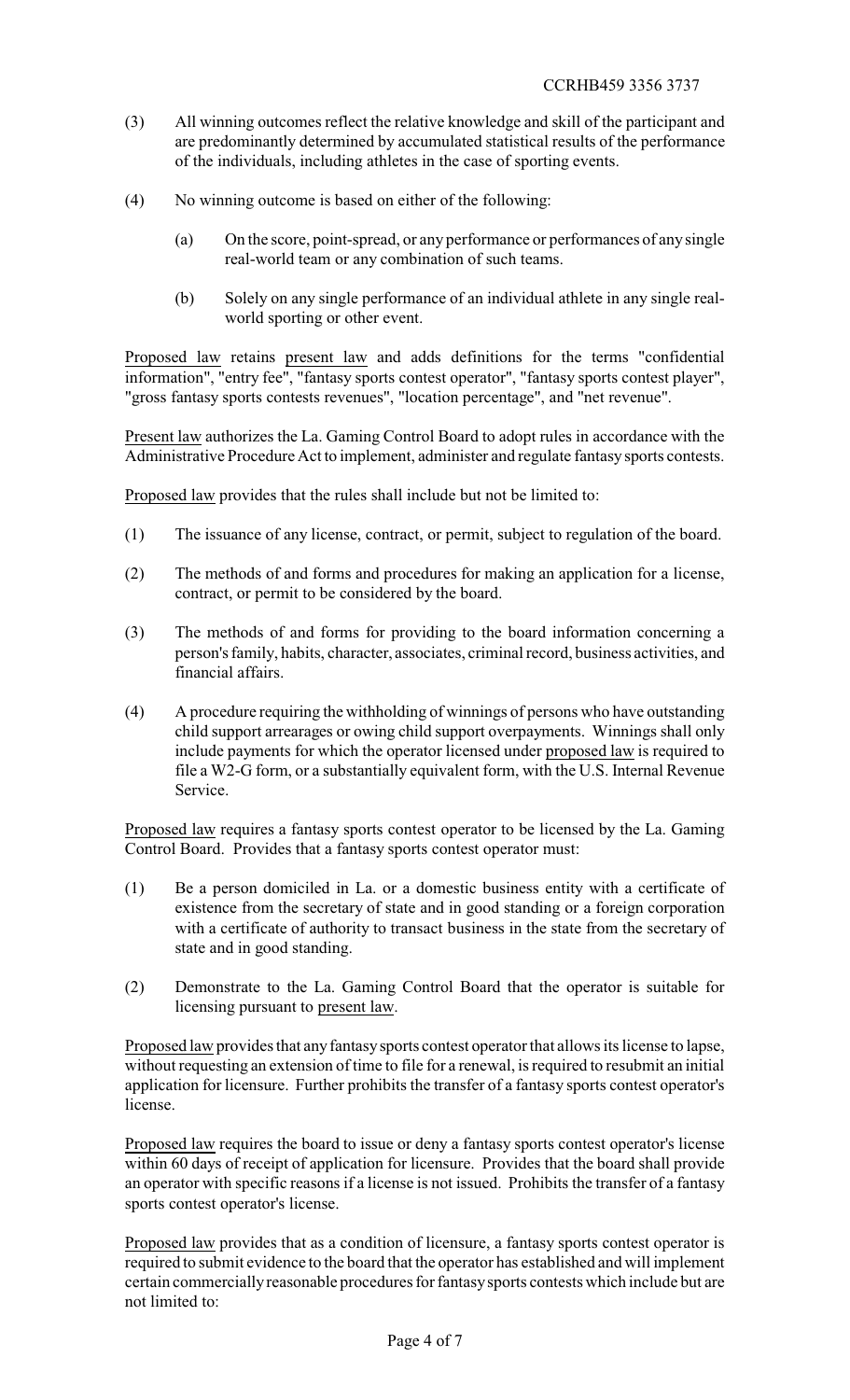(3) All winning outcomes reflect the relative knowledge and skill of the participant and are predominantly determined by accumulated statistical results of the performance of the individuals, including athletes in the case of sporting events.

(4) No winning outcome is based on either of the following:

   (a) On the score, point-spread, or any performance or performances of any single real-world team or any combination of such teams.

   (b) Solely on any single performance of an individual athlete in any single real-world sporting or other event.

Proposed law retains present law and adds definitions for the terms "confidential information", "entry fee", "fantasy sports contest operator", "fantasy sports contest player", "gross fantasy sports contests revenues", "location percentage", and "net revenue".

Present law authorizes the La. Gaming Control Board to adopt rules in accordance with the Administrative Procedure Act to implement, administer and regulate fantasy sports contests.

Proposed law provides that the rules shall include but not be limited to:

(1) The issuance of any license, contract, or permit, subject to regulation of the board.

(2) The methods of and forms and procedures for making an application for a license, contract, or permit to be considered by the board.

(3) The methods of and forms for providing to the board information concerning a person's family, habits, character, associates, criminal record, business activities, and financial affairs.

(4) A procedure requiring the withholding of winnings of persons who have outstanding child support arrearages or owing child support overpayments. Winnings shall only include payments for which the operator licensed under proposed law is required to file a W2-G form, or a substantially equivalent form, with the U.S. Internal Revenue Service.

Proposed law requires a fantasy sports contest operator to be licensed by the La. Gaming Control Board. Provides that a fantasy sports contest operator must:

(1) Be a person domiciled in La. or a domestic business entity with a certificate of existence from the secretary of state and in good standing or a foreign corporation with a certificate of authority to transact business in the state from the secretary of state and in good standing.

(2) Demonstrate to the La. Gaming Control Board that the operator is suitable for licensing pursuant to present law.

Proposed law provides that any fantasy sports contest operator that allows its license to lapse, without requesting an extension of time to file for a renewal, is required to resubmit an initial application for licensure. Further prohibits the transfer of a fantasy sports contest operator's license.

Proposed law requires the board to issue or deny a fantasy sports contest operator's license within 60 days of receipt of application for licensure. Provides that the board shall provide an operator with specific reasons if a license is not issued. Prohibits the transfer of a fantasy sports contest operator's license.

Proposed law provides that as a condition of licensure, a fantasy sports contest operator is required to submit evidence to the board that the operator has established and will implement certain commercially reasonable procedures for fantasy sports contests which include but are not limited to: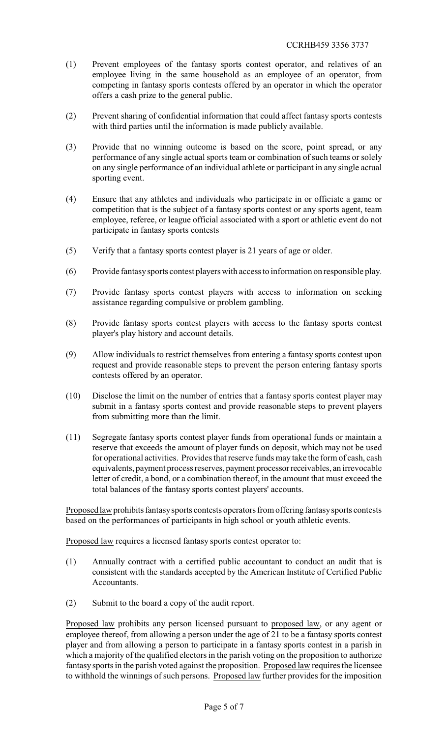(1) Prevent employees of the fantasy sports contest operator, and relatives of an employee living in the same household as an employee of an operator, from competing in fantasy sports contests offered by an operator in which the operator offers a cash prize to the general public.

(2) Prevent sharing of confidential information that could affect fantasy sports contests with third parties until the information is made publicly available.

(3) Provide that no winning outcome is based on the score, point spread, or any performance of any single actual sports team or combination of such teams or solely on any single performance of an individual athlete or participant in any single actual sporting event.

(4) Ensure that any athletes and individuals who participate in or officiate a game or competition that is the subject of a fantasy sports contest or any sports agent, team employee, referee, or league official associated with a sport or athletic event do not participate in fantasy sports contests

(5) Verify that a fantasy sports contest player is 21 years of age or older.

(6) Provide fantasy sports contest players with access to information on responsible play.

(7) Provide fantasy sports contest players with access to information on seeking assistance regarding compulsive or problem gambling.

(8) Provide fantasy sports contest players with access to the fantasy sports contest player's play history and account details.

(9) Allow individuals to restrict themselves from entering a fantasy sports contest upon request and provide reasonable steps to prevent the person entering fantasy sports contests offered by an operator.

(10) Disclose the limit on the number of entries that a fantasy sports contest player may submit in a fantasy sports contest and provide reasonable steps to prevent players from submitting more than the limit.

(11) Segregate fantasy sports contest player funds from operational funds or maintain a reserve that exceeds the amount of player funds on deposit, which may not be used for operational activities. Provides that reserve funds may take the form of cash, cash equivalents, payment process reserves, payment processor receivables, an irrevocable letter of credit, a bond, or a combination thereof, in the amount that must exceed the total balances of the fantasy sports contest players' accounts.

Proposed law prohibits fantasy sports contests operators from offering fantasy sports contests based on the performances of participants in high school or youth athletic events.

Proposed law requires a licensed fantasy sports contest operator to:

(1) Annually contract with a certified public accountant to conduct an audit that is consistent with the standards accepted by the American Institute of Certified Public Accountants.

(2) Submit to the board a copy of the audit report.

Proposed law prohibits any person licensed pursuant to proposed law, or any agent or employee thereof, from allowing a person under the age of 21 to be a fantasy sports contest player and from allowing a person to participate in a fantasy sports contest in a parish in which a majority of the qualified electors in the parish voting on the proposition to authorize fantasy sports in the parish voted against the proposition. Proposed law requires the licensee to withhold the winnings of such persons. Proposed law further provides for the imposition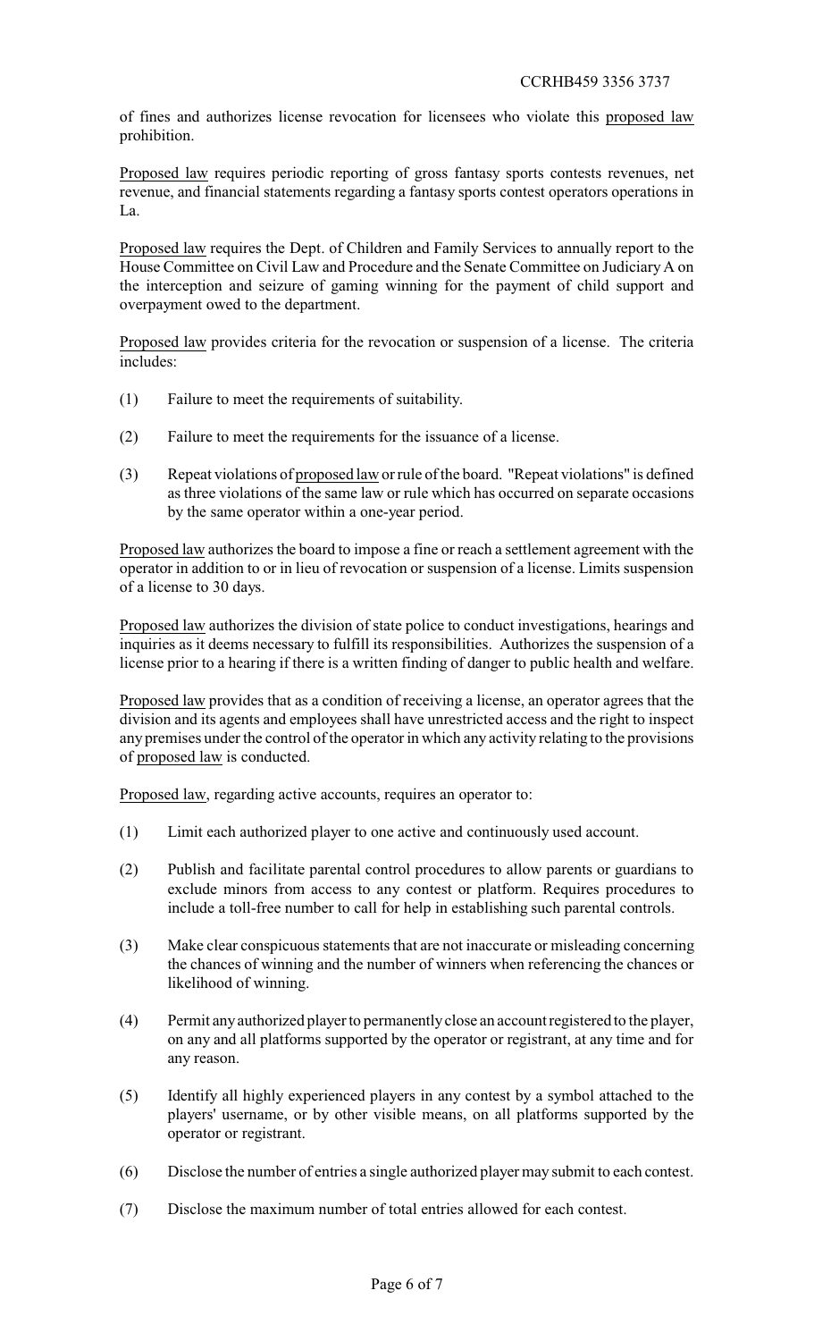of fines and authorizes license revocation for licensees who violate this proposed law prohibition.

Proposed law requires periodic reporting of gross fantasy sports contests revenues, net revenue, and financial statements regarding a fantasy sports contest operators operations in La.

Proposed law requires the Dept. of Children and Family Services to annually report to the House Committee on Civil Law and Procedure and the Senate Committee on Judiciary A on the interception and seizure of gaming winning for the payment of child support and overpayment owed to the department.

Proposed law provides criteria for the revocation or suspension of a license. The criteria includes:

(1) Failure to meet the requirements of suitability.

(2) Failure to meet the requirements for the issuance of a license.

(3) Repeat violations of proposed law or rule of the board. "Repeat violations" is defined as three violations of the same law or rule which has occurred on separate occasions by the same operator within a one-year period.

Proposed law authorizes the board to impose a fine or reach a settlement agreement with the operator in addition to or in lieu of revocation or suspension of a license. Limits suspension of a license to 30 days.

Proposed law authorizes the division of state police to conduct investigations, hearings and inquiries as it deems necessary to fulfill its responsibilities. Authorizes the suspension of a license prior to a hearing if there is a written finding of danger to public health and welfare.

Proposed law provides that as a condition of receiving a license, an operator agrees that the division and its agents and employees shall have unrestricted access and the right to inspect any premises under the control of the operator in which any activity relating to the provisions of proposed law is conducted.

Proposed law, regarding active accounts, requires an operator to:

(1) Limit each authorized player to one active and continuously used account.

(2) Publish and facilitate parental control procedures to allow parents or guardians to exclude minors from access to any contest or platform. Requires procedures to include a toll-free number to call for help in establishing such parental controls.

(3) Make clear conspicuous statements that are not inaccurate or misleading concerning the chances of winning and the number of winners when referencing the chances or likelihood of winning.

(4) Permit any authorized player to permanently close an account registered to the player, on any and all platforms supported by the operator or registrant, at any time and for any reason.

(5) Identify all highly experienced players in any contest by a symbol attached to the players' username, or by other visible means, on all platforms supported by the operator or registrant.

(6) Disclose the number of entries a single authorized player may submit to each contest.

(7) Disclose the maximum number of total entries allowed for each contest.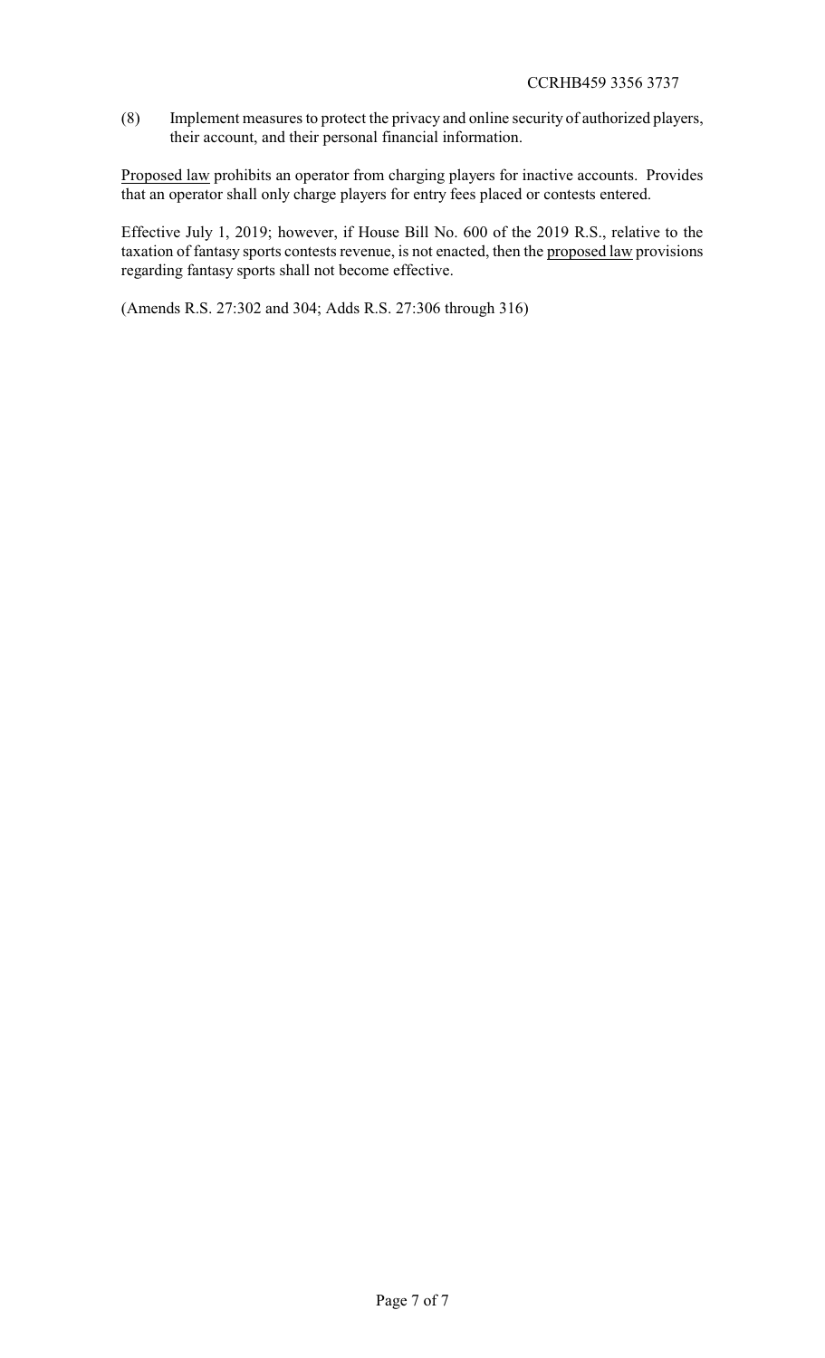(8) Implement measures to protect the privacy and online security of authorized players, their account, and their personal financial information.

<u>Proposed law</u> prohibits an operator from charging players for inactive accounts. Provides that an operator shall only charge players for entry fees placed or contests entered.

Effective July 1, 2019; however, if House Bill No. 600 of the 2019 R.S., relative to the taxation of fantasy sports contests revenue, is not enacted, then the <u>proposed law</u> provisions regarding fantasy sports shall not become effective.

(Amends R.S. 27:302 and 304; Adds R.S. 27:306 through 316)